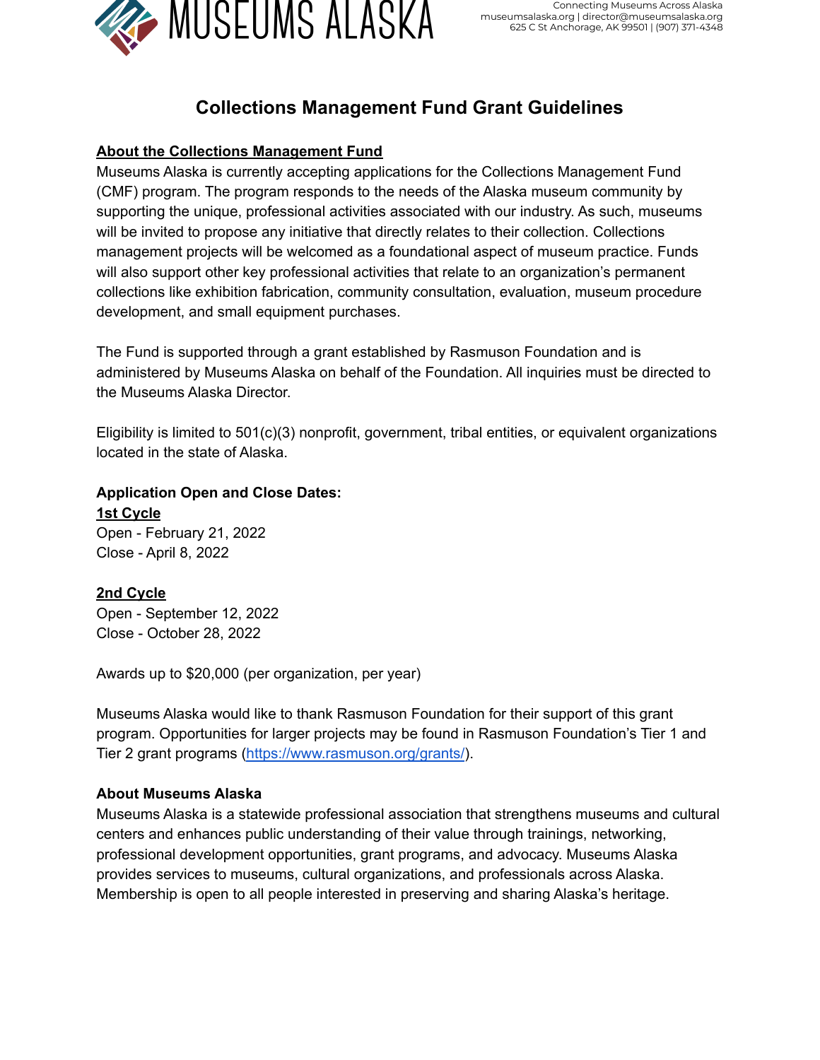MUSEUMS ALASKA

Connecting Museums Across Alaska
museumsalaska.org | director@museumsalaska.org
625 C St Anchorage, AK 99501 | (907) 371-4348

# Collections Management Fund Grant Guidelines

## About the Collections Management Fund

Museums Alaska is currently accepting applications for the Collections Management Fund (CMF) program. The program responds to the needs of the Alaska museum community by supporting the unique, professional activities associated with our industry. As such, museums will be invited to propose any initiative that directly relates to their collection. Collections management projects will be welcomed as a foundational aspect of museum practice. Funds will also support other key professional activities that relate to an organization's permanent collections like exhibition fabrication, community consultation, evaluation, museum procedure development, and small equipment purchases.

The Fund is supported through a grant established by Rasmuson Foundation and is administered by Museums Alaska on behalf of the Foundation. All inquiries must be directed to the Museums Alaska Director.

Eligibility is limited to 501(c)(3) nonprofit, government, tribal entities, or equivalent organizations located in the state of Alaska.

**Application Open and Close Dates:**

**1st Cycle**
Open - February 21, 2022
Close - April 8, 2022

**2nd Cycle**
Open - September 12, 2022
Close - October 28, 2022

Awards up to $20,000 (per organization, per year)

Museums Alaska would like to thank Rasmuson Foundation for their support of this grant program. Opportunities for larger projects may be found in Rasmuson Foundation's Tier 1 and Tier 2 grant programs (https://www.rasmuson.org/grants/).

### About Museums Alaska

Museums Alaska is a statewide professional association that strengthens museums and cultural centers and enhances public understanding of their value through trainings, networking, professional development opportunities, grant programs, and advocacy. Museums Alaska provides services to museums, cultural organizations, and professionals across Alaska. Membership is open to all people interested in preserving and sharing Alaska's heritage.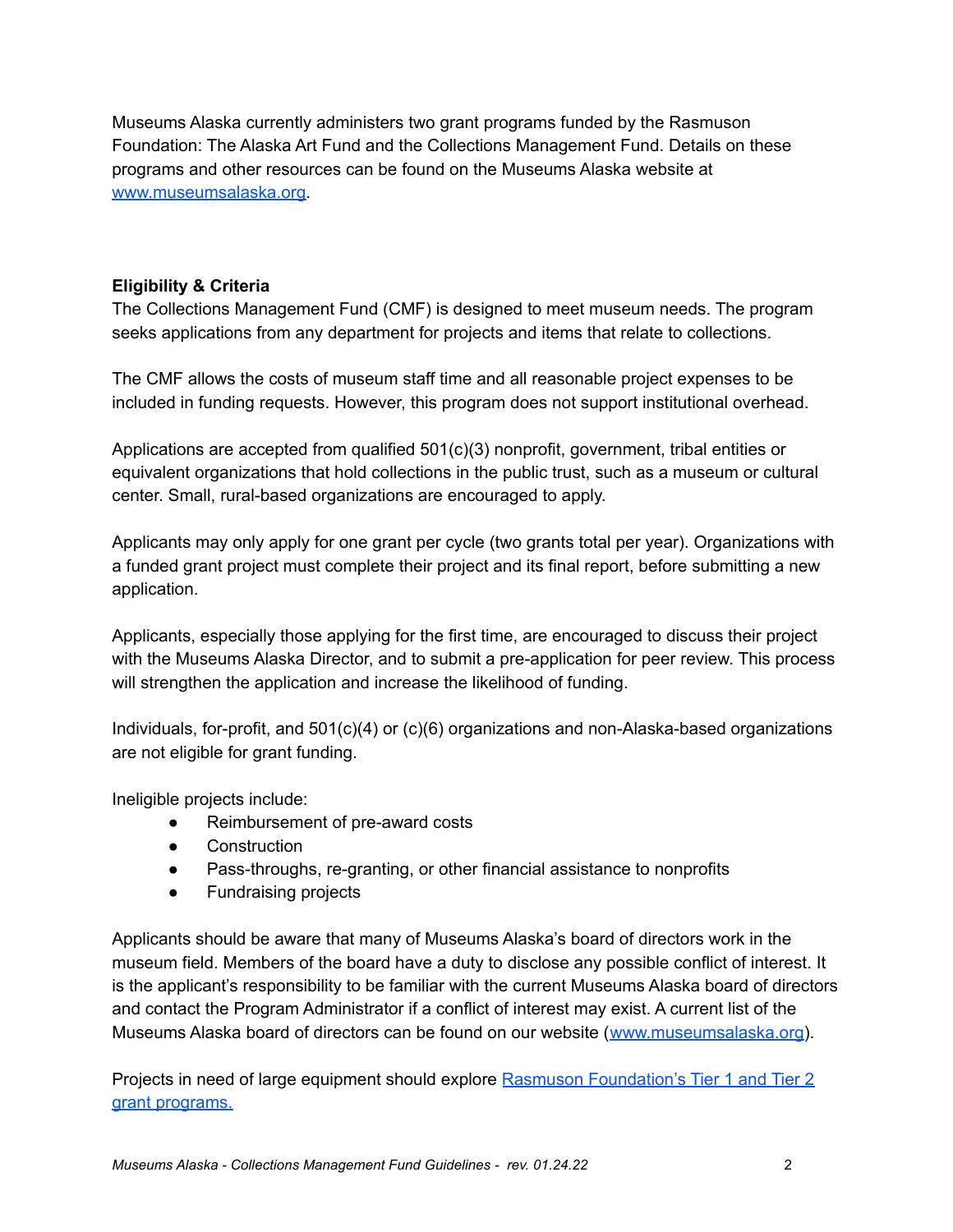Museums Alaska currently administers two grant programs funded by the Rasmuson Foundation: The Alaska Art Fund and the Collections Management Fund. Details on these programs and other resources can be found on the Museums Alaska website at [www.museumsalaska.org](http://www.museumsalaska.org).

**Eligibility & Criteria**

The Collections Management Fund (CMF) is designed to meet museum needs. The program seeks applications from any department for projects and items that relate to collections.

The CMF allows the costs of museum staff time and all reasonable project expenses to be included in funding requests. However, this program does not support institutional overhead.

Applications are accepted from qualified 501(c)(3) nonprofit, government, tribal entities or equivalent organizations that hold collections in the public trust, such as a museum or cultural center. Small, rural-based organizations are encouraged to apply.

Applicants may only apply for one grant per cycle (two grants total per year). Organizations with a funded grant project must complete their project and its final report, before submitting a new application.

Applicants, especially those applying for the first time, are encouraged to discuss their project with the Museums Alaska Director, and to submit a pre-application for peer review. This process will strengthen the application and increase the likelihood of funding.

Individuals, for-profit, and 501(c)(4) or (c)(6) organizations and non-Alaska-based organizations are not eligible for grant funding.

Ineligible projects include:

- Reimbursement of pre-award costs
- Construction
- Pass-throughs, re-granting, or other financial assistance to nonprofits
- Fundraising projects

Applicants should be aware that many of Museums Alaska's board of directors work in the museum field. Members of the board have a duty to disclose any possible conflict of interest. It is the applicant's responsibility to be familiar with the current Museums Alaska board of directors and contact the Program Administrator if a conflict of interest may exist. A current list of the Museums Alaska board of directors can be found on our website ([www.museumsalaska.org](http://www.museumsalaska.org)).

Projects in need of large equipment should explore [Rasmuson Foundation's Tier 1 and Tier 2 grant programs.](#)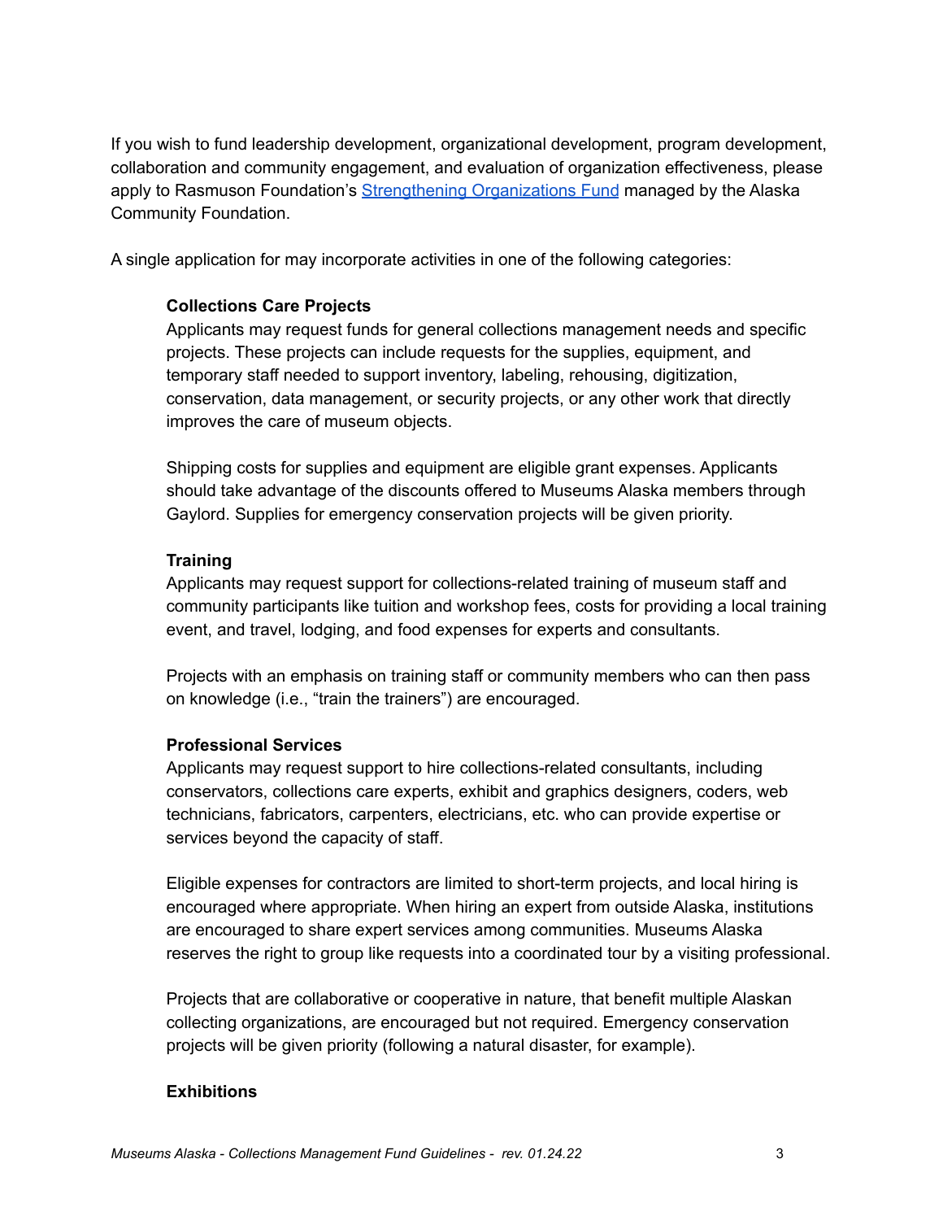If you wish to fund leadership development, organizational development, program development, collaboration and community engagement, and evaluation of organization effectiveness, please apply to Rasmuson Foundation's Strengthening Organizations Fund managed by the Alaska Community Foundation.

A single application for may incorporate activities in one of the following categories:

**Collections Care Projects**

Applicants may request funds for general collections management needs and specific projects. These projects can include requests for the supplies, equipment, and temporary staff needed to support inventory, labeling, rehousing, digitization, conservation, data management, or security projects, or any other work that directly improves the care of museum objects.

Shipping costs for supplies and equipment are eligible grant expenses. Applicants should take advantage of the discounts offered to Museums Alaska members through Gaylord. Supplies for emergency conservation projects will be given priority.

**Training**

Applicants may request support for collections-related training of museum staff and community participants like tuition and workshop fees, costs for providing a local training event, and travel, lodging, and food expenses for experts and consultants.

Projects with an emphasis on training staff or community members who can then pass on knowledge (i.e., "train the trainers") are encouraged.

**Professional Services**

Applicants may request support to hire collections-related consultants, including conservators, collections care experts, exhibit and graphics designers, coders, web technicians, fabricators, carpenters, electricians, etc. who can provide expertise or services beyond the capacity of staff.

Eligible expenses for contractors are limited to short-term projects, and local hiring is encouraged where appropriate. When hiring an expert from outside Alaska, institutions are encouraged to share expert services among communities. Museums Alaska reserves the right to group like requests into a coordinated tour by a visiting professional.

Projects that are collaborative or cooperative in nature, that benefit multiple Alaskan collecting organizations, are encouraged but not required. Emergency conservation projects will be given priority (following a natural disaster, for example).

**Exhibitions**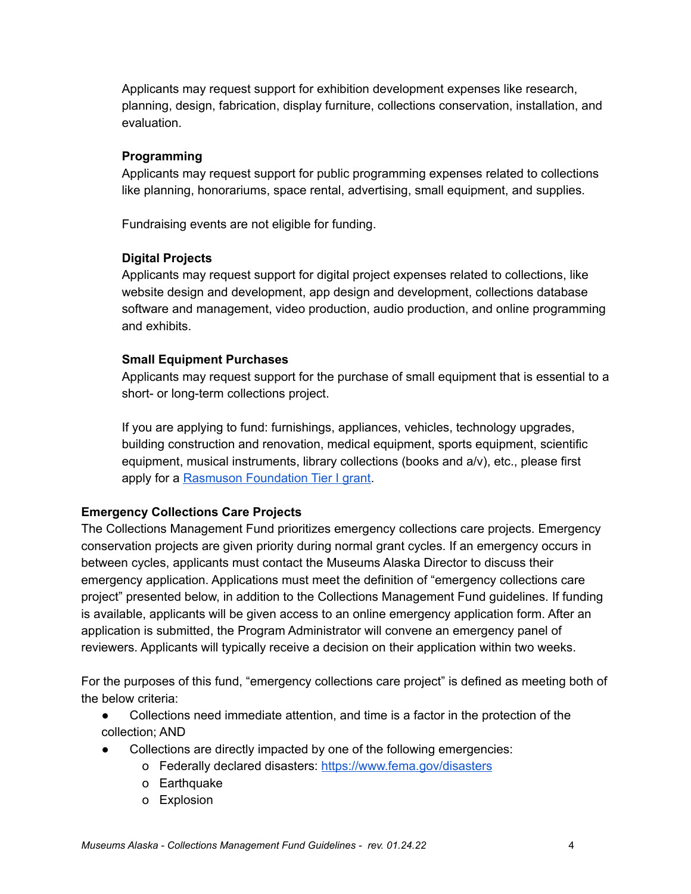Applicants may request support for exhibition development expenses like research, planning, design, fabrication, display furniture, collections conservation, installation, and evaluation.

**Programming**

Applicants may request support for public programming expenses related to collections like planning, honorariums, space rental, advertising, small equipment, and supplies.

Fundraising events are not eligible for funding.

**Digital Projects**

Applicants may request support for digital project expenses related to collections, like website design and development, app design and development, collections database software and management, video production, audio production, and online programming and exhibits.

**Small Equipment Purchases**

Applicants may request support for the purchase of small equipment that is essential to a short- or long-term collections project.

If you are applying to fund: furnishings, appliances, vehicles, technology upgrades, building construction and renovation, medical equipment, sports equipment, scientific equipment, musical instruments, library collections (books and a/v), etc., please first apply for a Rasmuson Foundation Tier I grant.

### Emergency Collections Care Projects

The Collections Management Fund prioritizes emergency collections care projects. Emergency conservation projects are given priority during normal grant cycles. If an emergency occurs in between cycles, applicants must contact the Museums Alaska Director to discuss their emergency application. Applications must meet the definition of "emergency collections care project" presented below, in addition to the Collections Management Fund guidelines. If funding is available, applicants will be given access to an online emergency application form. After an application is submitted, the Program Administrator will convene an emergency panel of reviewers. Applicants will typically receive a decision on their application within two weeks.

For the purposes of this fund, "emergency collections care project" is defined as meeting both of the below criteria:

- Collections need immediate attention, and time is a factor in the protection of the collection; AND
- Collections are directly impacted by one of the following emergencies:
  - Federally declared disasters: https://www.fema.gov/disasters
  - Earthquake
  - Explosion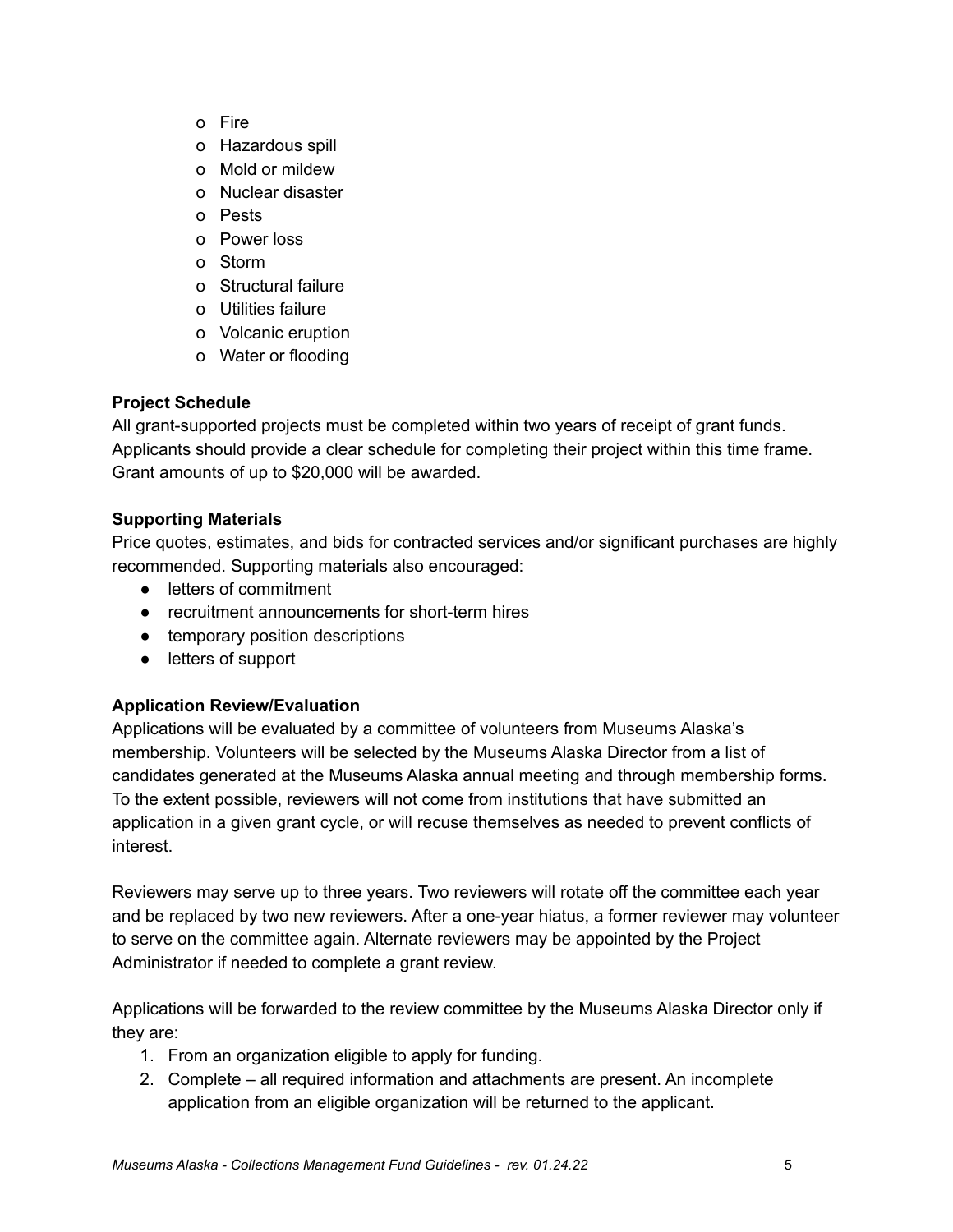- Fire
- Hazardous spill
- Mold or mildew
- Nuclear disaster
- Pests
- Power loss
- Storm
- Structural failure
- Utilities failure
- Volcanic eruption
- Water or flooding

**Project Schedule**

All grant-supported projects must be completed within two years of receipt of grant funds. Applicants should provide a clear schedule for completing their project within this time frame. Grant amounts of up to $20,000 will be awarded.

**Supporting Materials**

Price quotes, estimates, and bids for contracted services and/or significant purchases are highly recommended. Supporting materials also encouraged:

- letters of commitment
- recruitment announcements for short-term hires
- temporary position descriptions
- letters of support

**Application Review/Evaluation**

Applications will be evaluated by a committee of volunteers from Museums Alaska's membership. Volunteers will be selected by the Museums Alaska Director from a list of candidates generated at the Museums Alaska annual meeting and through membership forms. To the extent possible, reviewers will not come from institutions that have submitted an application in a given grant cycle, or will recuse themselves as needed to prevent conflicts of interest.

Reviewers may serve up to three years. Two reviewers will rotate off the committee each year and be replaced by two new reviewers. After a one-year hiatus, a former reviewer may volunteer to serve on the committee again. Alternate reviewers may be appointed by the Project Administrator if needed to complete a grant review.

Applications will be forwarded to the review committee by the Museums Alaska Director only if they are:

1. From an organization eligible to apply for funding.
2. Complete – all required information and attachments are present. An incomplete application from an eligible organization will be returned to the applicant.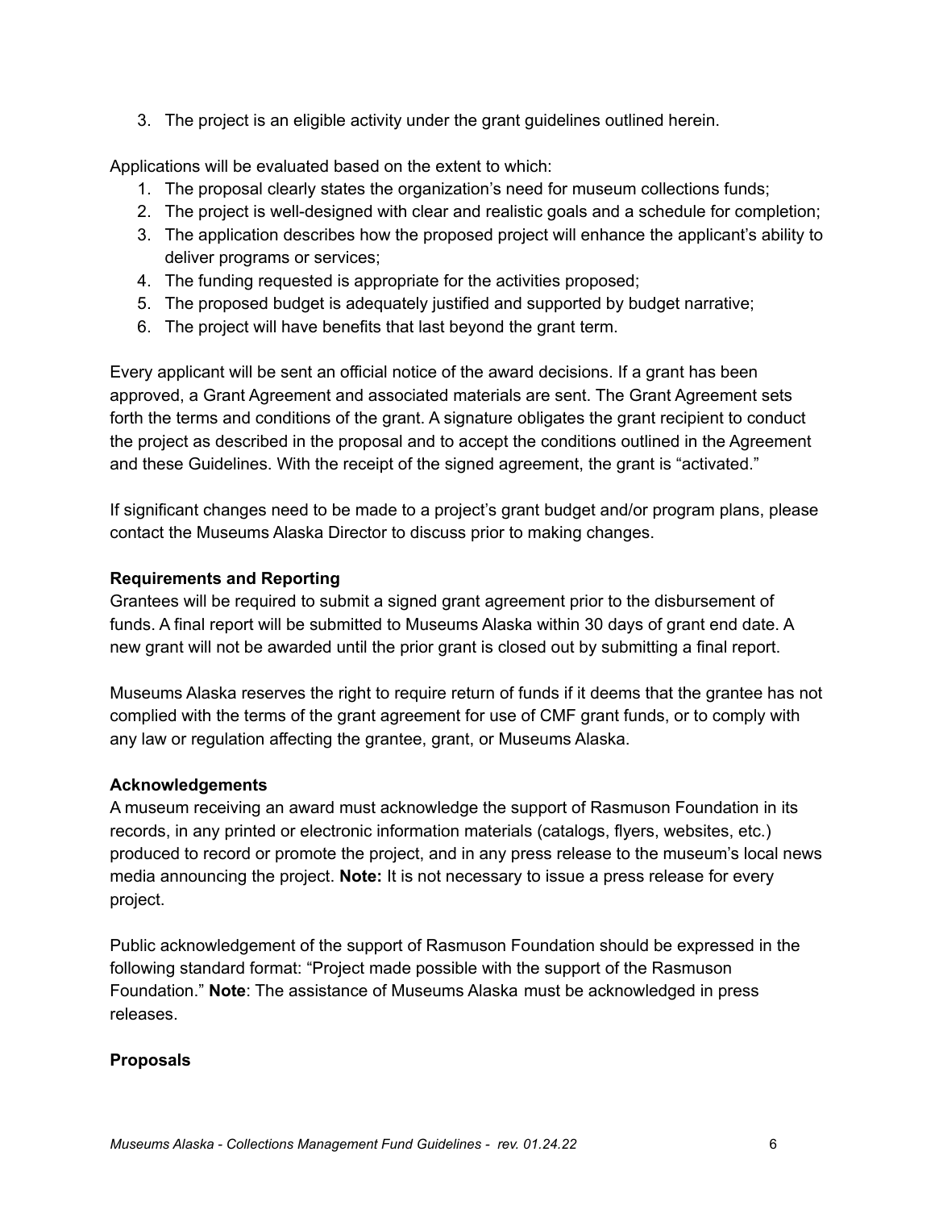3. The project is an eligible activity under the grant guidelines outlined herein.

Applications will be evaluated based on the extent to which:

1. The proposal clearly states the organization's need for museum collections funds;
2. The project is well-designed with clear and realistic goals and a schedule for completion;
3. The application describes how the proposed project will enhance the applicant's ability to deliver programs or services;
4. The funding requested is appropriate for the activities proposed;
5. The proposed budget is adequately justified and supported by budget narrative;
6. The project will have benefits that last beyond the grant term.

Every applicant will be sent an official notice of the award decisions. If a grant has been approved, a Grant Agreement and associated materials are sent. The Grant Agreement sets forth the terms and conditions of the grant. A signature obligates the grant recipient to conduct the project as described in the proposal and to accept the conditions outlined in the Agreement and these Guidelines. With the receipt of the signed agreement, the grant is "activated."

If significant changes need to be made to a project's grant budget and/or program plans, please contact the Museums Alaska Director to discuss prior to making changes.

**Requirements and Reporting**

Grantees will be required to submit a signed grant agreement prior to the disbursement of funds. A final report will be submitted to Museums Alaska within 30 days of grant end date. A new grant will not be awarded until the prior grant is closed out by submitting a final report.

Museums Alaska reserves the right to require return of funds if it deems that the grantee has not complied with the terms of the grant agreement for use of CMF grant funds, or to comply with any law or regulation affecting the grantee, grant, or Museums Alaska.

**Acknowledgements**

A museum receiving an award must acknowledge the support of Rasmuson Foundation in its records, in any printed or electronic information materials (catalogs, flyers, websites, etc.) produced to record or promote the project, and in any press release to the museum's local news media announcing the project. **Note:** It is not necessary to issue a press release for every project.

Public acknowledgement of the support of Rasmuson Foundation should be expressed in the following standard format: "Project made possible with the support of the Rasmuson Foundation." **Note**: The assistance of Museums Alaska must be acknowledged in press releases.

**Proposals**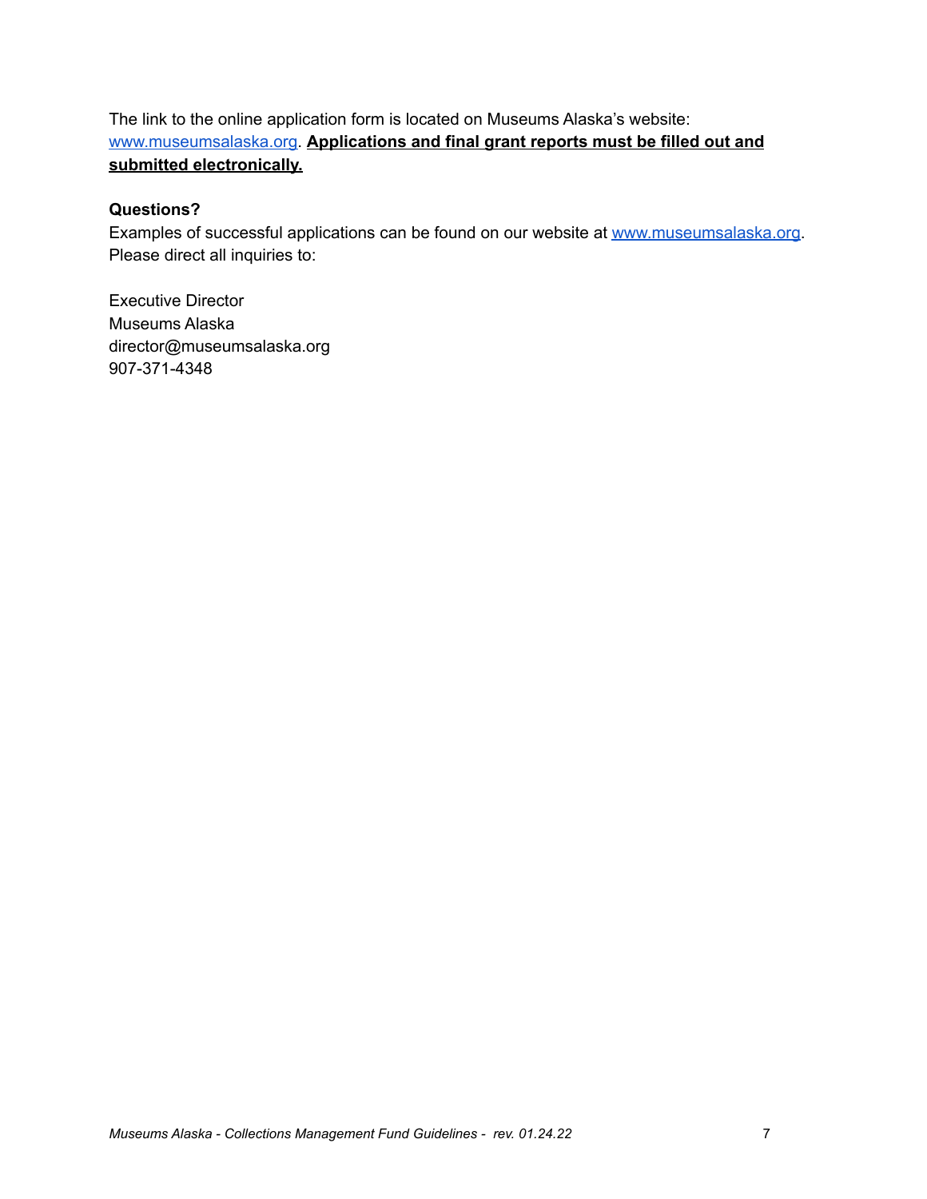The link to the online application form is located on Museums Alaska's website: [www.museumsalaska.org](http://www.museumsalaska.org). **Applications and final grant reports must be filled out and submitted electronically.**

**Questions?**

Examples of successful applications can be found on our website at [www.museumsalaska.org](http://www.museumsalaska.org). Please direct all inquiries to:

Executive Director
Museums Alaska
director@museumsalaska.org
907-371-4348